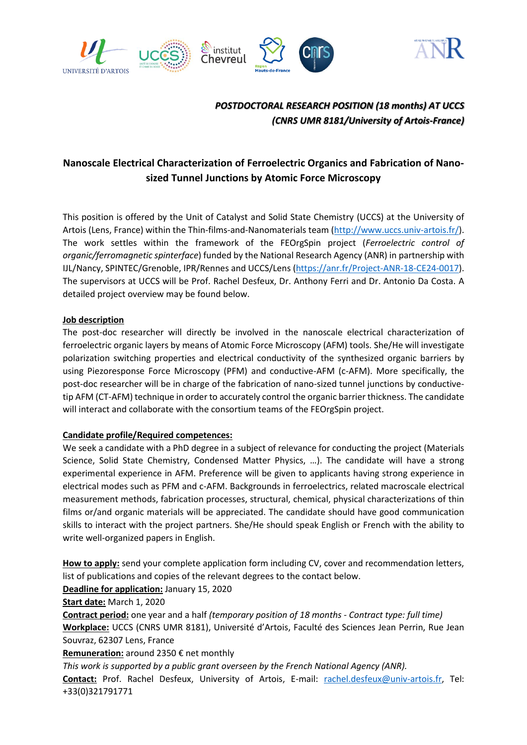***POSTDOCTORAL RESEARCH POSITION (18 months) AT UCCS***
***(CNRS UMR 8181/University of Artois-France)***

# Nanoscale Electrical Characterization of Ferroelectric Organics and Fabrication of Nano-sized Tunnel Junctions by Atomic Force Microscopy

This position is offered by the Unit of Catalyst and Solid State Chemistry (UCCS) at the University of Artois (Lens, France) within the Thin-films-and-Nanomaterials team (http://www.uccs.univ-artois.fr/). The work settles within the framework of the FEOrgSpin project (*Ferroelectric control of organic/ferromagnetic spinterface*) funded by the National Research Agency (ANR) in partnership with IJL/Nancy, SPINTEC/Grenoble, IPR/Rennes and UCCS/Lens (https://anr.fr/Project-ANR-18-CE24-0017). The supervisors at UCCS will be Prof. Rachel Desfeux, Dr. Anthony Ferri and Dr. Antonio Da Costa. A detailed project overview may be found below.

**Job description**

The post-doc researcher will directly be involved in the nanoscale electrical characterization of ferroelectric organic layers by means of Atomic Force Microscopy (AFM) tools. She/He will investigate polarization switching properties and electrical conductivity of the synthesized organic barriers by using Piezoresponse Force Microscopy (PFM) and conductive-AFM (c-AFM). More specifically, the post-doc researcher will be in charge of the fabrication of nano-sized tunnel junctions by conductive-tip AFM (CT-AFM) technique in order to accurately control the organic barrier thickness. The candidate will interact and collaborate with the consortium teams of the FEOrgSpin project.

**Candidate profile/Required competences:**

We seek a candidate with a PhD degree in a subject of relevance for conducting the project (Materials Science, Solid State Chemistry, Condensed Matter Physics, …). The candidate will have a strong experimental experience in AFM. Preference will be given to applicants having strong experience in electrical modes such as PFM and c-AFM. Backgrounds in ferroelectrics, related macroscale electrical measurement methods, fabrication processes, structural, chemical, physical characterizations of thin films or/and organic materials will be appreciated. The candidate should have good communication skills to interact with the project partners. She/He should speak English or French with the ability to write well-organized papers in English.

**How to apply:** send your complete application form including CV, cover and recommendation letters, list of publications and copies of the relevant degrees to the contact below.

**Deadline for application:** January 15, 2020

**Start date:** March 1, 2020

**Contract period:** one year and a half *(temporary position of 18 months - Contract type: full time)*

**Workplace:** UCCS (CNRS UMR 8181), Université d'Artois, Faculté des Sciences Jean Perrin, Rue Jean Souvraz, 62307 Lens, France

**Remuneration:** around 2350 € net monthly

*This work is supported by a public grant overseen by the French National Agency (ANR).*

**Contact:** Prof. Rachel Desfeux, University of Artois, E-mail: rachel.desfeux@univ-artois.fr, Tel: +33(0)321791771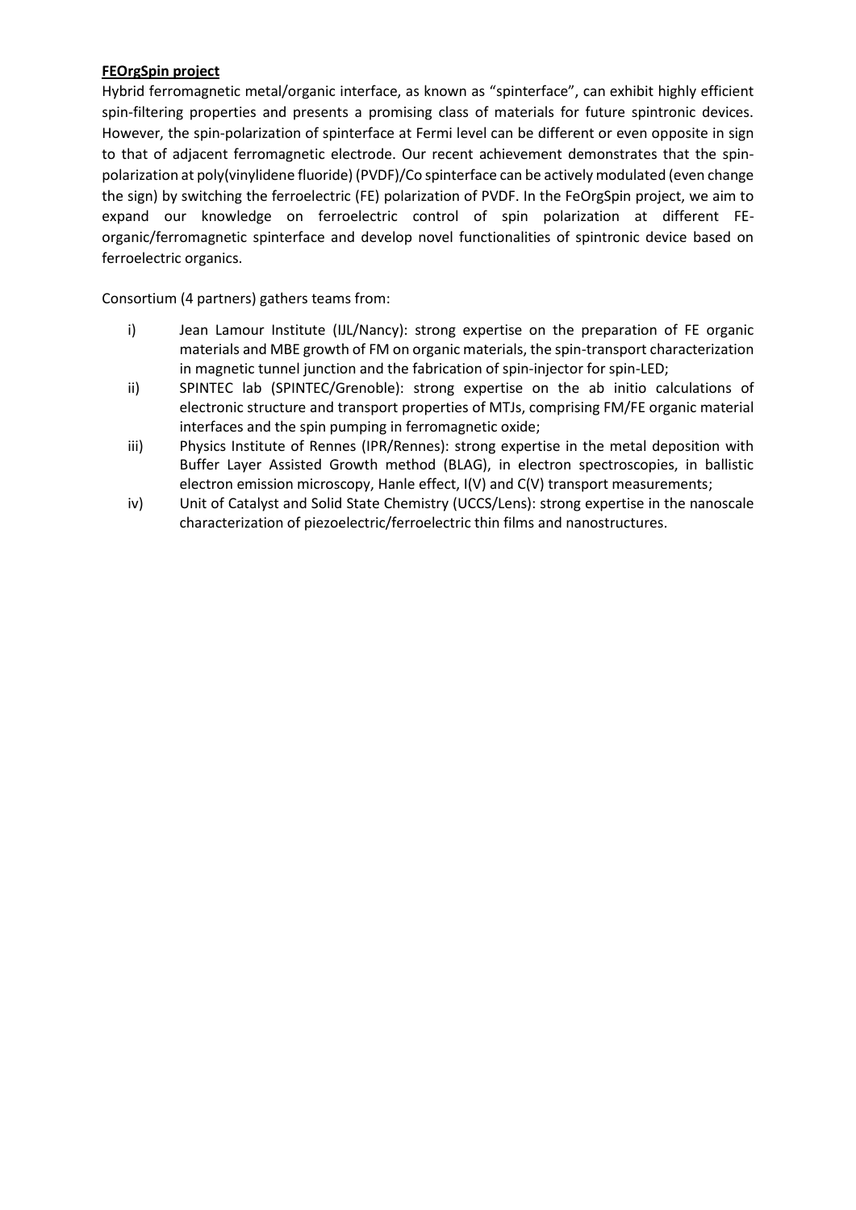**FEOrgSpin project**

Hybrid ferromagnetic metal/organic interface, as known as "spinterface", can exhibit highly efficient spin-filtering properties and presents a promising class of materials for future spintronic devices. However, the spin-polarization of spinterface at Fermi level can be different or even opposite in sign to that of adjacent ferromagnetic electrode. Our recent achievement demonstrates that the spin-polarization at poly(vinylidene fluoride) (PVDF)/Co spinterface can be actively modulated (even change the sign) by switching the ferroelectric (FE) polarization of PVDF. In the FeOrgSpin project, we aim to expand our knowledge on ferroelectric control of spin polarization at different FE-organic/ferromagnetic spinterface and develop novel functionalities of spintronic device based on ferroelectric organics.

Consortium (4 partners) gathers teams from:

i) Jean Lamour Institute (IJL/Nancy): strong expertise on the preparation of FE organic materials and MBE growth of FM on organic materials, the spin-transport characterization in magnetic tunnel junction and the fabrication of spin-injector for spin-LED;
ii) SPINTEC lab (SPINTEC/Grenoble): strong expertise on the ab initio calculations of electronic structure and transport properties of MTJs, comprising FM/FE organic material interfaces and the spin pumping in ferromagnetic oxide;
iii) Physics Institute of Rennes (IPR/Rennes): strong expertise in the metal deposition with Buffer Layer Assisted Growth method (BLAG), in electron spectroscopies, in ballistic electron emission microscopy, Hanle effect, I(V) and C(V) transport measurements;
iv) Unit of Catalyst and Solid State Chemistry (UCCS/Lens): strong expertise in the nanoscale characterization of piezoelectric/ferroelectric thin films and nanostructures.